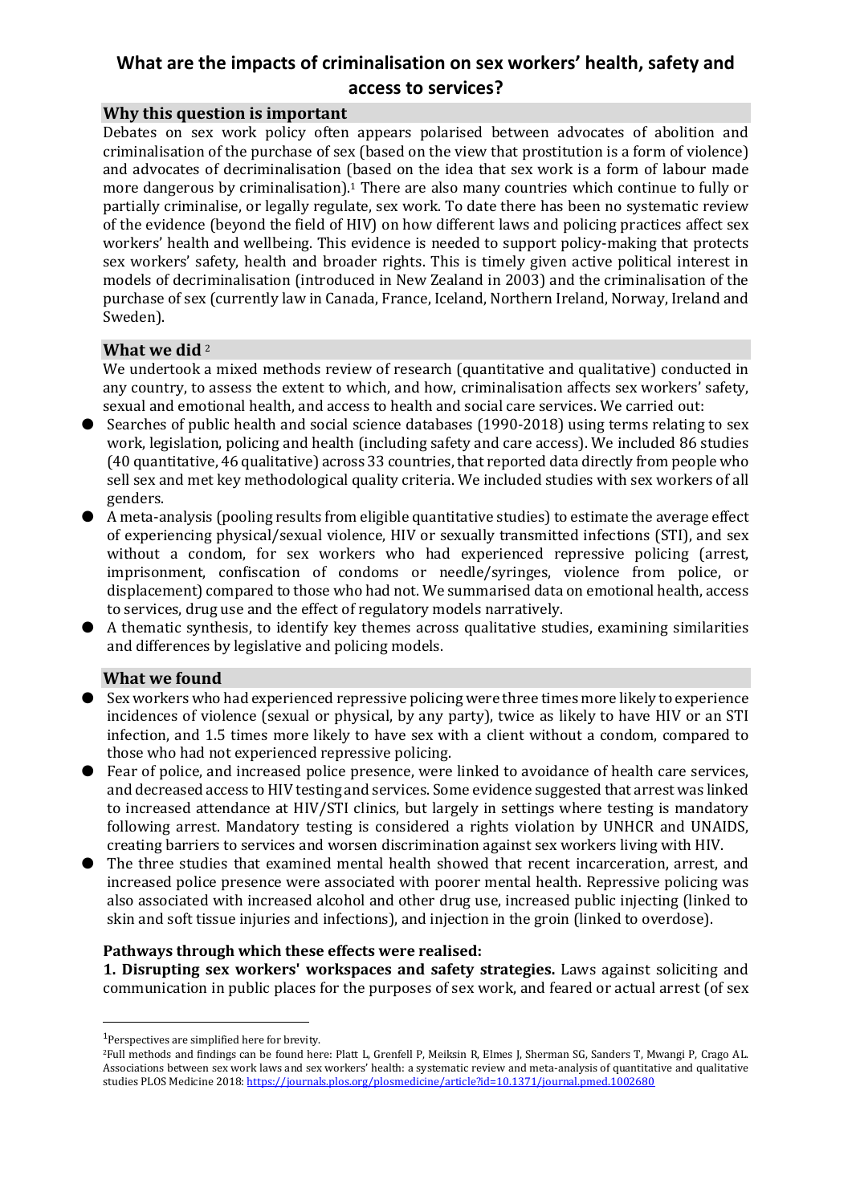# What are the impacts of criminalisation on sex workers' health, safety and access to services?

## Why this question is important

Debates on sex work policy often appears polarised between advocates of abolition and criminalisation of the purchase of sex (based on the view that prostitution is a form of violence) and advocates of decriminalisation (based on the idea that sex work is a form of labour made more dangerous by criminalisation).[1] There are also many countries which continue to fully or partially criminalise, or legally regulate, sex work. To date there has been no systematic review of the evidence (beyond the field of HIV) on how different laws and policing practices affect sex workers' health and wellbeing. This evidence is needed to support policy-making that protects sex workers' safety, health and broader rights. This is timely given active political interest in models of decriminalisation (introduced in New Zealand in 2003) and the criminalisation of the purchase of sex (currently law in Canada, France, Iceland, Northern Ireland, Norway, Ireland and Sweden).

## What we did [2]

We undertook a mixed methods review of research (quantitative and qualitative) conducted in any country, to assess the extent to which, and how, criminalisation affects sex workers' safety, sexual and emotional health, and access to health and social care services. We carried out:

- Searches of public health and social science databases (1990-2018) using terms relating to sex work, legislation, policing and health (including safety and care access). We included 86 studies (40 quantitative, 46 qualitative) across 33 countries, that reported data directly from people who sell sex and met key methodological quality criteria. We included studies with sex workers of all genders.
- A meta-analysis (pooling results from eligible quantitative studies) to estimate the average effect of experiencing physical/sexual violence, HIV or sexually transmitted infections (STI), and sex without a condom, for sex workers who had experienced repressive policing (arrest, imprisonment, confiscation of condoms or needle/syringes, violence from police, or displacement) compared to those who had not. We summarised data on emotional health, access to services, drug use and the effect of regulatory models narratively.
- A thematic synthesis, to identify key themes across qualitative studies, examining similarities and differences by legislative and policing models.

## What we found

- Sex workers who had experienced repressive policing were three times more likely to experience incidences of violence (sexual or physical, by any party), twice as likely to have HIV or an STI infection, and 1.5 times more likely to have sex with a client without a condom, compared to those who had not experienced repressive policing.
- Fear of police, and increased police presence, were linked to avoidance of health care services, and decreased access to HIV testing and services. Some evidence suggested that arrest was linked to increased attendance at HIV/STI clinics, but largely in settings where testing is mandatory following arrest. Mandatory testing is considered a rights violation by UNHCR and UNAIDS, creating barriers to services and worsen discrimination against sex workers living with HIV.
- The three studies that examined mental health showed that recent incarceration, arrest, and increased police presence were associated with poorer mental health. Repressive policing was also associated with increased alcohol and other drug use, increased public injecting (linked to skin and soft tissue injuries and infections), and injection in the groin (linked to overdose).

### Pathways through which these effects were realised:

**1. Disrupting sex workers' workspaces and safety strategies.** Laws against soliciting and communication in public places for the purposes of sex work, and feared or actual arrest (of sex

---

[1] Perspectives are simplified here for brevity.

[2] Full methods and findings can be found here: Platt L, Grenfell P, Meiksin R, Elmes J, Sherman SG, Sanders T, Mwangi P, Crago AL. Associations between sex work laws and sex workers' health: a systematic review and meta-analysis of quantitative and qualitative studies PLOS Medicine 2018: https://journals.plos.org/plosmedicine/article?id=10.1371/journal.pmed.1002680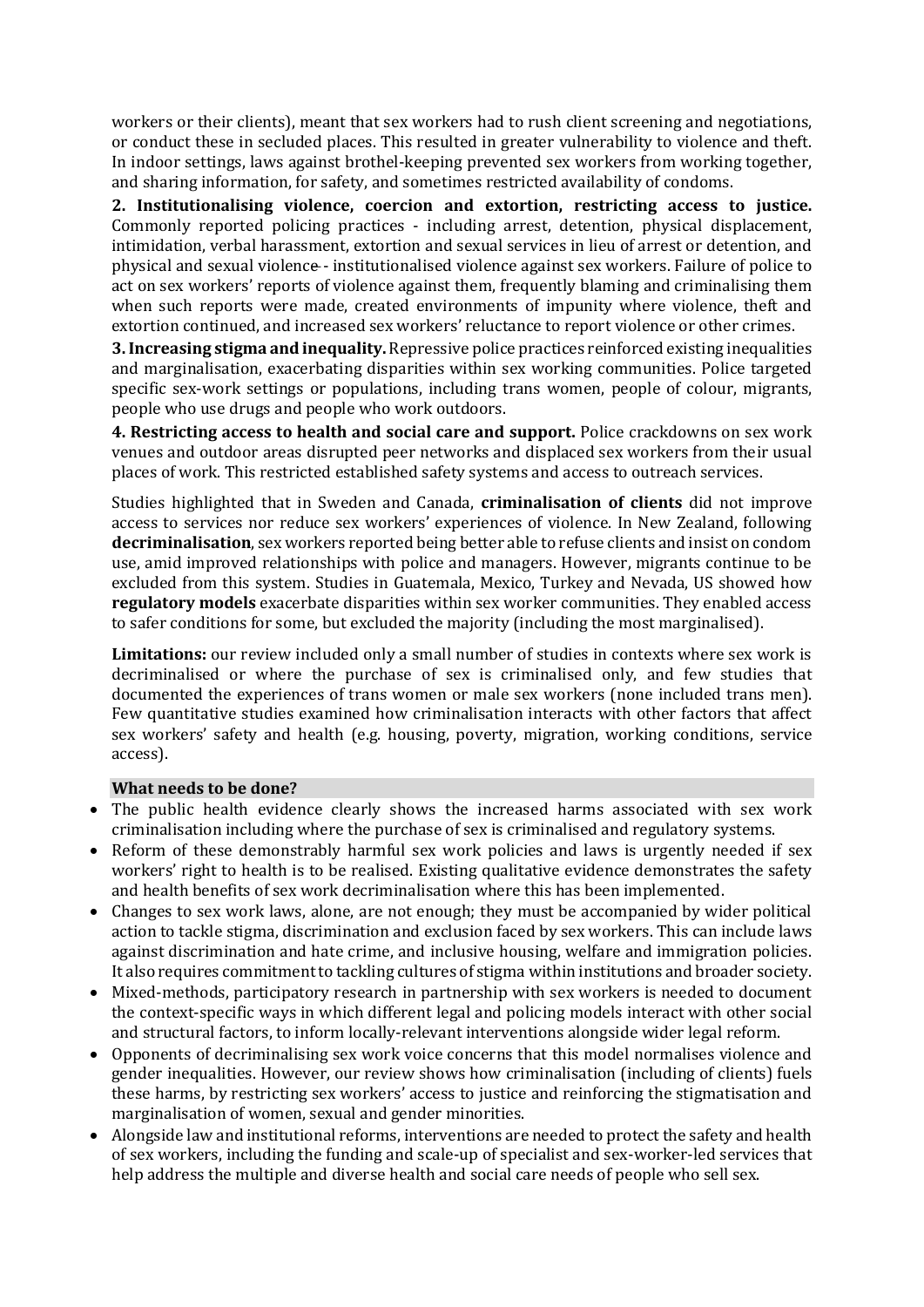workers or their clients), meant that sex workers had to rush client screening and negotiations, or conduct these in secluded places. This resulted in greater vulnerability to violence and theft. In indoor settings, laws against brothel-keeping prevented sex workers from working together, and sharing information, for safety, and sometimes restricted availability of condoms.

**2. Institutionalising violence, coercion and extortion, restricting access to justice.** Commonly reported policing practices - including arrest, detention, physical displacement, intimidation, verbal harassment, extortion and sexual services in lieu of arrest or detention, and physical and sexual violence- - institutionalised violence against sex workers. Failure of police to act on sex workers' reports of violence against them, frequently blaming and criminalising them when such reports were made, created environments of impunity where violence, theft and extortion continued, and increased sex workers' reluctance to report violence or other crimes.

**3. Increasing stigma and inequality.** Repressive police practices reinforced existing inequalities and marginalisation, exacerbating disparities within sex working communities. Police targeted specific sex-work settings or populations, including trans women, people of colour, migrants, people who use drugs and people who work outdoors.

**4. Restricting access to health and social care and support.** Police crackdowns on sex work venues and outdoor areas disrupted peer networks and displaced sex workers from their usual places of work. This restricted established safety systems and access to outreach services.

Studies highlighted that in Sweden and Canada, **criminalisation of clients** did not improve access to services nor reduce sex workers' experiences of violence. In New Zealand, following **decriminalisation**, sex workers reported being better able to refuse clients and insist on condom use, amid improved relationships with police and managers. However, migrants continue to be excluded from this system. Studies in Guatemala, Mexico, Turkey and Nevada, US showed how **regulatory models** exacerbate disparities within sex worker communities. They enabled access to safer conditions for some, but excluded the majority (including the most marginalised).

**Limitations:** our review included only a small number of studies in contexts where sex work is decriminalised or where the purchase of sex is criminalised only, and few studies that documented the experiences of trans women or male sex workers (none included trans men). Few quantitative studies examined how criminalisation interacts with other factors that affect sex workers' safety and health (e.g. housing, poverty, migration, working conditions, service access).

**What needs to be done?**

- The public health evidence clearly shows the increased harms associated with sex work criminalisation including where the purchase of sex is criminalised and regulatory systems.
- Reform of these demonstrably harmful sex work policies and laws is urgently needed if sex workers' right to health is to be realised. Existing qualitative evidence demonstrates the safety and health benefits of sex work decriminalisation where this has been implemented.
- Changes to sex work laws, alone, are not enough; they must be accompanied by wider political action to tackle stigma, discrimination and exclusion faced by sex workers. This can include laws against discrimination and hate crime, and inclusive housing, welfare and immigration policies. It also requires commitment to tackling cultures of stigma within institutions and broader society.
- Mixed-methods, participatory research in partnership with sex workers is needed to document the context-specific ways in which different legal and policing models interact with other social and structural factors, to inform locally-relevant interventions alongside wider legal reform.
- Opponents of decriminalising sex work voice concerns that this model normalises violence and gender inequalities. However, our review shows how criminalisation (including of clients) fuels these harms, by restricting sex workers' access to justice and reinforcing the stigmatisation and marginalisation of women, sexual and gender minorities.
- Alongside law and institutional reforms, interventions are needed to protect the safety and health of sex workers, including the funding and scale-up of specialist and sex-worker-led services that help address the multiple and diverse health and social care needs of people who sell sex.